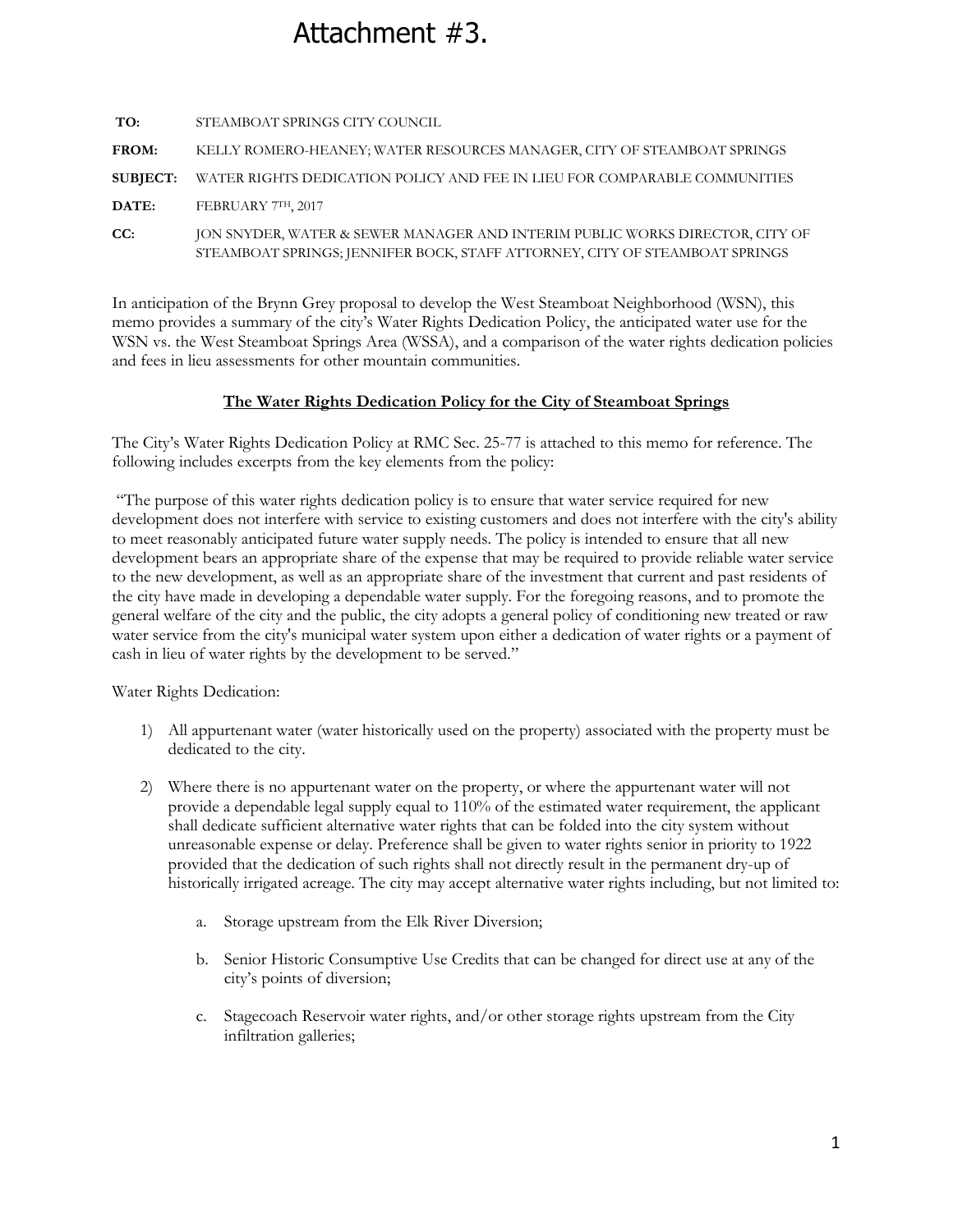# Attachment #3.

**TO:** STEAMBOAT SPRINGS CITY COUNCIL

**FROM:** KELLY ROMERO-HEANEY; WATER RESOURCES MANAGER, CITY OF STEAMBOAT SPRINGS

**SUBJECT:** WATER RIGHTS DEDICATION POLICY AND FEE IN LIEU FOR COMPARABLE COMMUNITIES

**DATE:** FEBRUARY 7TH, 2017

**CC:** JON SNYDER, WATER & SEWER MANAGER AND INTERIM PUBLIC WORKS DIRECTOR, CITY OF STEAMBOAT SPRINGS; JENNIFER BOCK, STAFF ATTORNEY, CITY OF STEAMBOAT SPRINGS

In anticipation of the Brynn Grey proposal to develop the West Steamboat Neighborhood (WSN), this memo provides a summary of the city's Water Rights Dedication Policy, the anticipated water use for the WSN vs. the West Steamboat Springs Area (WSSA), and a comparison of the water rights dedication policies and fees in lieu assessments for other mountain communities.

## The Water Rights Dedication Policy for the City of Steamboat Springs

The City's Water Rights Dedication Policy at RMC Sec. 25-77 is attached to this memo for reference. The following includes excerpts from the key elements from the policy:

"The purpose of this water rights dedication policy is to ensure that water service required for new development does not interfere with service to existing customers and does not interfere with the city's ability to meet reasonably anticipated future water supply needs. The policy is intended to ensure that all new development bears an appropriate share of the expense that may be required to provide reliable water service to the new development, as well as an appropriate share of the investment that current and past residents of the city have made in developing a dependable water supply. For the foregoing reasons, and to promote the general welfare of the city and the public, the city adopts a general policy of conditioning new treated or raw water service from the city's municipal water system upon either a dedication of water rights or a payment of cash in lieu of water rights by the development to be served."

Water Rights Dedication:

1) All appurtenant water (water historically used on the property) associated with the property must be dedicated to the city.

2) Where there is no appurtenant water on the property, or where the appurtenant water will not provide a dependable legal supply equal to 110% of the estimated water requirement, the applicant shall dedicate sufficient alternative water rights that can be folded into the city system without unreasonable expense or delay. Preference shall be given to water rights senior in priority to 1922 provided that the dedication of such rights shall not directly result in the permanent dry-up of historically irrigated acreage. The city may accept alternative water rights including, but not limited to:

    a. Storage upstream from the Elk River Diversion;

    b. Senior Historic Consumptive Use Credits that can be changed for direct use at any of the city's points of diversion;

    c. Stagecoach Reservoir water rights, and/or other storage rights upstream from the City infiltration galleries;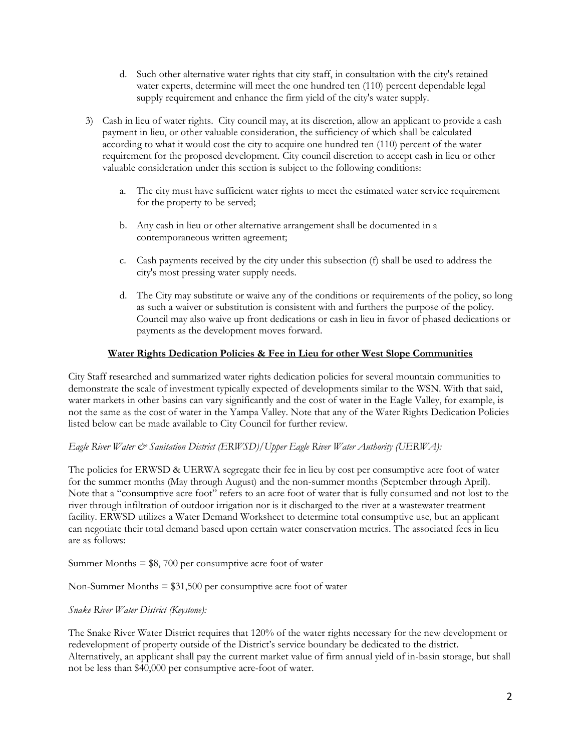d. Such other alternative water rights that city staff, in consultation with the city's retained water experts, determine will meet the one hundred ten (110) percent dependable legal supply requirement and enhance the firm yield of the city's water supply.

3) Cash in lieu of water rights. City council may, at its discretion, allow an applicant to provide a cash payment in lieu, or other valuable consideration, the sufficiency of which shall be calculated according to what it would cost the city to acquire one hundred ten (110) percent of the water requirement for the proposed development. City council discretion to accept cash in lieu or other valuable consideration under this section is subject to the following conditions:

   a. The city must have sufficient water rights to meet the estimated water service requirement for the property to be served;

   b. Any cash in lieu or other alternative arrangement shall be documented in a contemporaneous written agreement;

   c. Cash payments received by the city under this subsection (f) shall be used to address the city's most pressing water supply needs.

   d. The City may substitute or waive any of the conditions or requirements of the policy, so long as such a waiver or substitution is consistent with and furthers the purpose of the policy. Council may also waive up front dedications or cash in lieu in favor of phased dedications or payments as the development moves forward.

## Water Rights Dedication Policies & Fee in Lieu for other West Slope Communities

City Staff researched and summarized water rights dedication policies for several mountain communities to demonstrate the scale of investment typically expected of developments similar to the WSN. With that said, water markets in other basins can vary significantly and the cost of water in the Eagle Valley, for example, is not the same as the cost of water in the Yampa Valley. Note that any of the Water Rights Dedication Policies listed below can be made available to City Council for further review.

*Eagle River Water & Sanitation District (ERWSD)/Upper Eagle River Water Authority (UERWA):*

The policies for ERWSD & UERWA segregate their fee in lieu by cost per consumptive acre foot of water for the summer months (May through August) and the non-summer months (September through April). Note that a "consumptive acre foot" refers to an acre foot of water that is fully consumed and not lost to the river through infiltration of outdoor irrigation nor is it discharged to the river at a wastewater treatment facility. ERWSD utilizes a Water Demand Worksheet to determine total consumptive use, but an applicant can negotiate their total demand based upon certain water conservation metrics. The associated fees in lieu are as follows:

Summer Months = $8, 700 per consumptive acre foot of water

Non-Summer Months = $31,500 per consumptive acre foot of water

*Snake River Water District (Keystone):*

The Snake River Water District requires that 120% of the water rights necessary for the new development or redevelopment of property outside of the District's service boundary be dedicated to the district. Alternatively, an applicant shall pay the current market value of firm annual yield of in-basin storage, but shall not be less than $40,000 per consumptive acre-foot of water.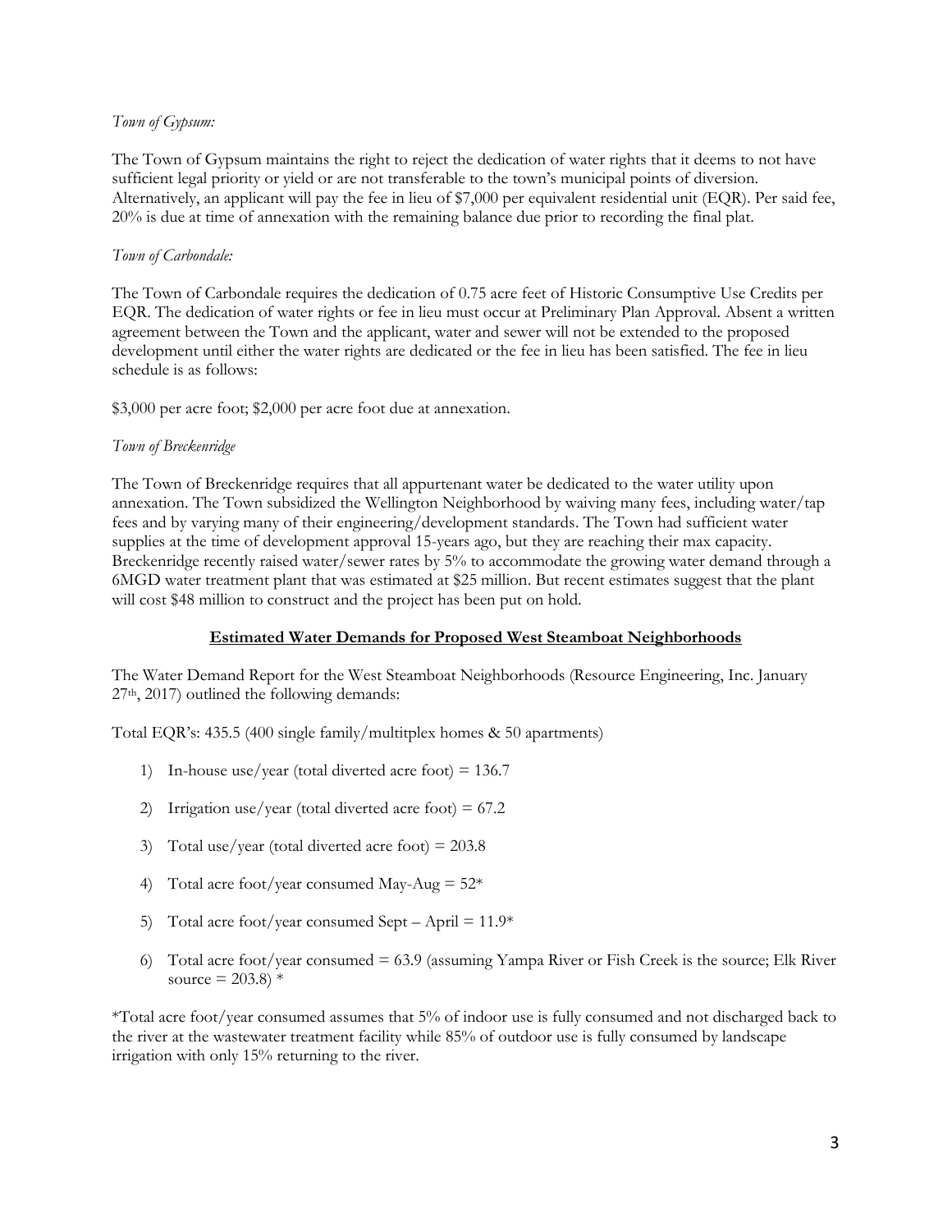*Town of Gypsum:*

The Town of Gypsum maintains the right to reject the dedication of water rights that it deems to not have sufficient legal priority or yield or are not transferable to the town's municipal points of diversion. Alternatively, an applicant will pay the fee in lieu of $7,000 per equivalent residential unit (EQR). Per said fee, 20% is due at time of annexation with the remaining balance due prior to recording the final plat.

*Town of Carbondale:*

The Town of Carbondale requires the dedication of 0.75 acre feet of Historic Consumptive Use Credits per EQR. The dedication of water rights or fee in lieu must occur at Preliminary Plan Approval. Absent a written agreement between the Town and the applicant, water and sewer will not be extended to the proposed development until either the water rights are dedicated or the fee in lieu has been satisfied. The fee in lieu schedule is as follows:

$3,000 per acre foot; $2,000 per acre foot due at annexation.

*Town of Breckenridge*

The Town of Breckenridge requires that all appurtenant water be dedicated to the water utility upon annexation. The Town subsidized the Wellington Neighborhood by waiving many fees, including water/tap fees and by varying many of their engineering/development standards. The Town had sufficient water supplies at the time of development approval 15-years ago, but they are reaching their max capacity. Breckenridge recently raised water/sewer rates by 5% to accommodate the growing water demand through a 6MGD water treatment plant that was estimated at $25 million. But recent estimates suggest that the plant will cost $48 million to construct and the project has been put on hold.

## **Estimated Water Demands for Proposed West Steamboat Neighborhoods**

The Water Demand Report for the West Steamboat Neighborhoods (Resource Engineering, Inc. January 27th, 2017) outlined the following demands:

Total EQR's: 435.5 (400 single family/multitplex homes & 50 apartments)

1) In-house use/year (total diverted acre foot) = 136.7
2) Irrigation use/year (total diverted acre foot) = 67.2
3) Total use/year (total diverted acre foot) = 203.8
4) Total acre foot/year consumed May-Aug = 52*
5) Total acre foot/year consumed Sept – April = 11.9*
6) Total acre foot/year consumed = 63.9 (assuming Yampa River or Fish Creek is the source; Elk River source = 203.8) *

*Total acre foot/year consumed assumes that 5% of indoor use is fully consumed and not discharged back to the river at the wastewater treatment facility while 85% of outdoor use is fully consumed by landscape irrigation with only 15% returning to the river.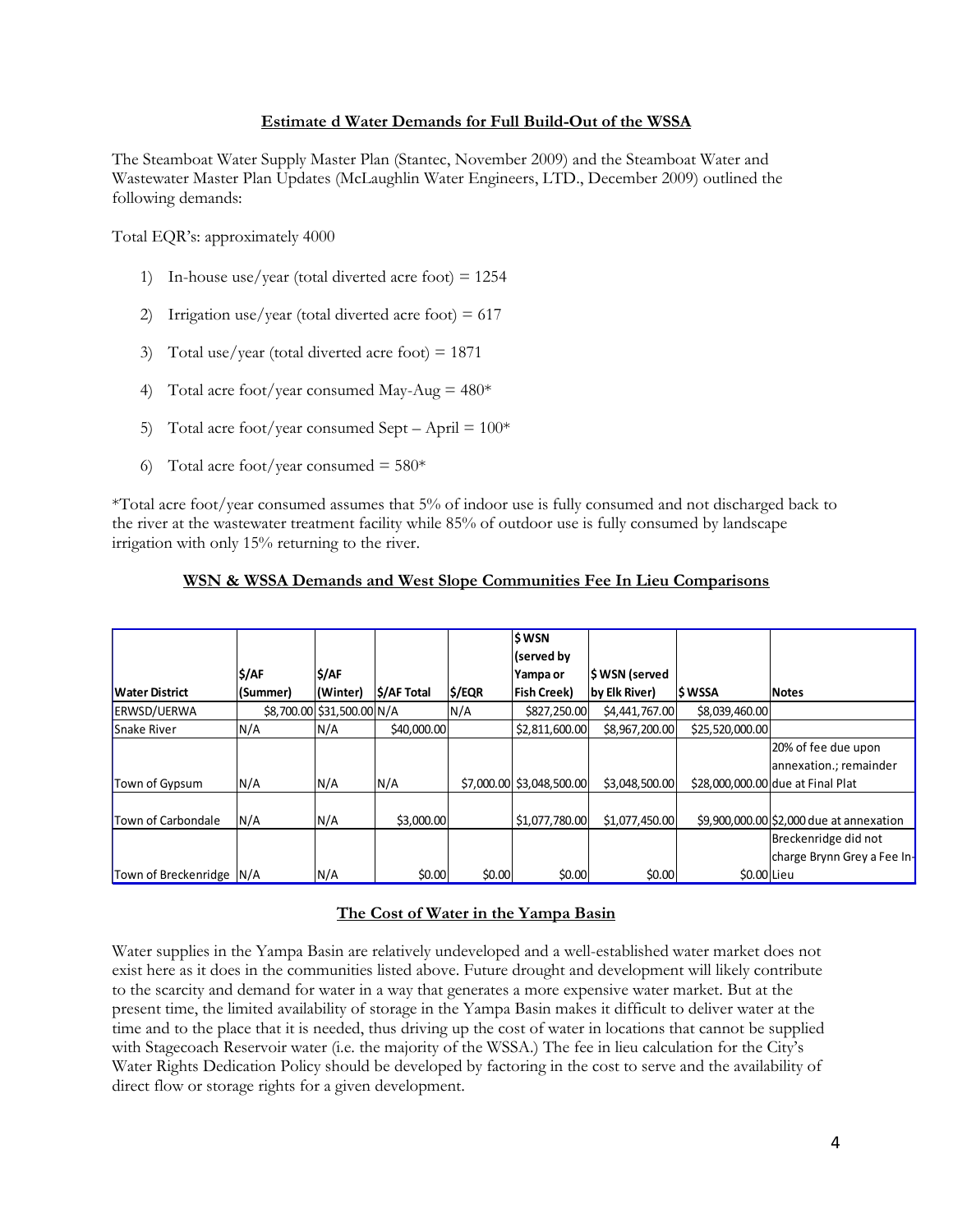**Estimate d Water Demands for Full Build-Out of the WSSA**

The Steamboat Water Supply Master Plan (Stantec, November 2009) and the Steamboat Water and Wastewater Master Plan Updates (McLaughlin Water Engineers, LTD., December 2009) outlined the following demands:

Total EQR's: approximately 4000

1) In-house use/year (total diverted acre foot) = 1254
2) Irrigation use/year (total diverted acre foot) = 617
3) Total use/year (total diverted acre foot) = 1871
4) Total acre foot/year consumed May-Aug = 480*
5) Total acre foot/year consumed Sept – April = 100*
6) Total acre foot/year consumed = 580*

*Total acre foot/year consumed assumes that 5% of indoor use is fully consumed and not discharged back to the river at the wastewater treatment facility while 85% of outdoor use is fully consumed by landscape irrigation with only 15% returning to the river.

**WSN & WSSA Demands and West Slope Communities Fee In Lieu Comparisons**

| Water District | $/AF (Summer) | $/AF (Winter) | $/AF Total | $/EQR | $ WSN (served by Yampa or Fish Creek) | $ WSN (served by Elk River) | $ WSSA | Notes |
|---|---|---|---|---|---|---|---|---|
| ERWSD/UERWA | $8,700.00 | $31,500.00 | N/A | N/A | $827,250.00 | $4,441,767.00 | $8,039,460.00 | |
| Snake River | N/A | N/A | $40,000.00 | | $2,811,600.00 | $8,967,200.00 | $25,520,000.00 | |
| Town of Gypsum | N/A | N/A | N/A | $7,000.00 | $3,048,500.00 | $3,048,500.00 | $28,000,000.00 | 20% of fee due upon annexation.; remainder due at Final Plat |
| Town of Carbondale | N/A | N/A | $3,000.00 | | $1,077,780.00 | $1,077,450.00 | $9,900,000.00 | $2,000 due at annexation |
| Town of Breckenridge | N/A | N/A | $0.00 | $0.00 | $0.00 | $0.00 | $0.00 | Breckenridge did not charge Brynn Grey a Fee In-Lieu |

**The Cost of Water in the Yampa Basin**

Water supplies in the Yampa Basin are relatively undeveloped and a well-established water market does not exist here as it does in the communities listed above. Future drought and development will likely contribute to the scarcity and demand for water in a way that generates a more expensive water market. But at the present time, the limited availability of storage in the Yampa Basin makes it difficult to deliver water at the time and to the place that it is needed, thus driving up the cost of water in locations that cannot be supplied with Stagecoach Reservoir water (i.e. the majority of the WSSA.) The fee in lieu calculation for the City's Water Rights Dedication Policy should be developed by factoring in the cost to serve and the availability of direct flow or storage rights for a given development.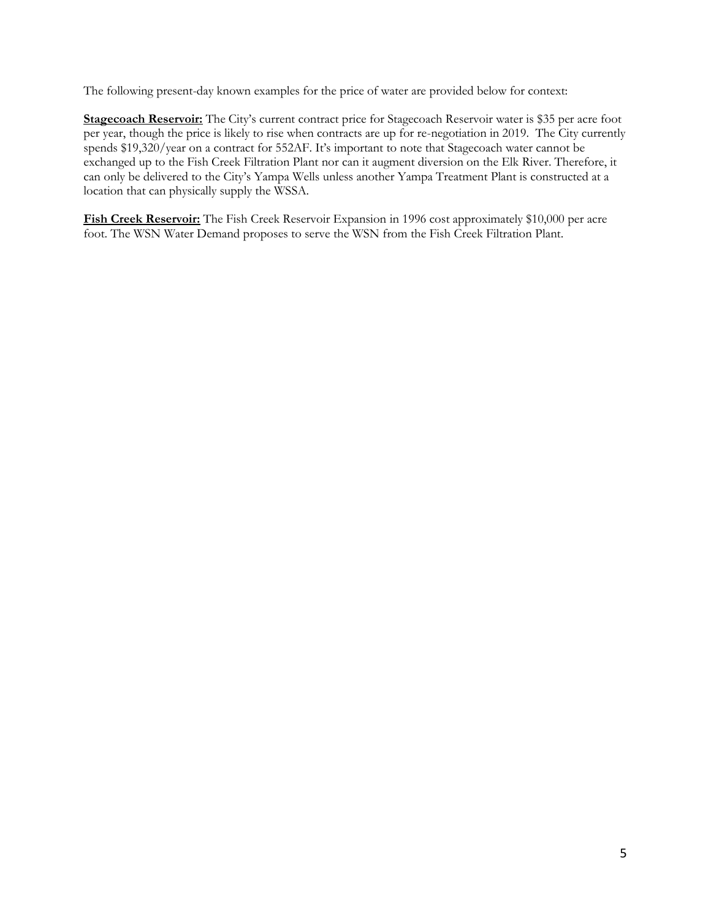The following present-day known examples for the price of water are provided below for context:

**Stagecoach Reservoir:** The City's current contract price for Stagecoach Reservoir water is $35 per acre foot per year, though the price is likely to rise when contracts are up for re-negotiation in 2019. The City currently spends $19,320/year on a contract for 552AF. It's important to note that Stagecoach water cannot be exchanged up to the Fish Creek Filtration Plant nor can it augment diversion on the Elk River. Therefore, it can only be delivered to the City's Yampa Wells unless another Yampa Treatment Plant is constructed at a location that can physically supply the WSSA.

**Fish Creek Reservoir:** The Fish Creek Reservoir Expansion in 1996 cost approximately $10,000 per acre foot. The WSN Water Demand proposes to serve the WSN from the Fish Creek Filtration Plant.